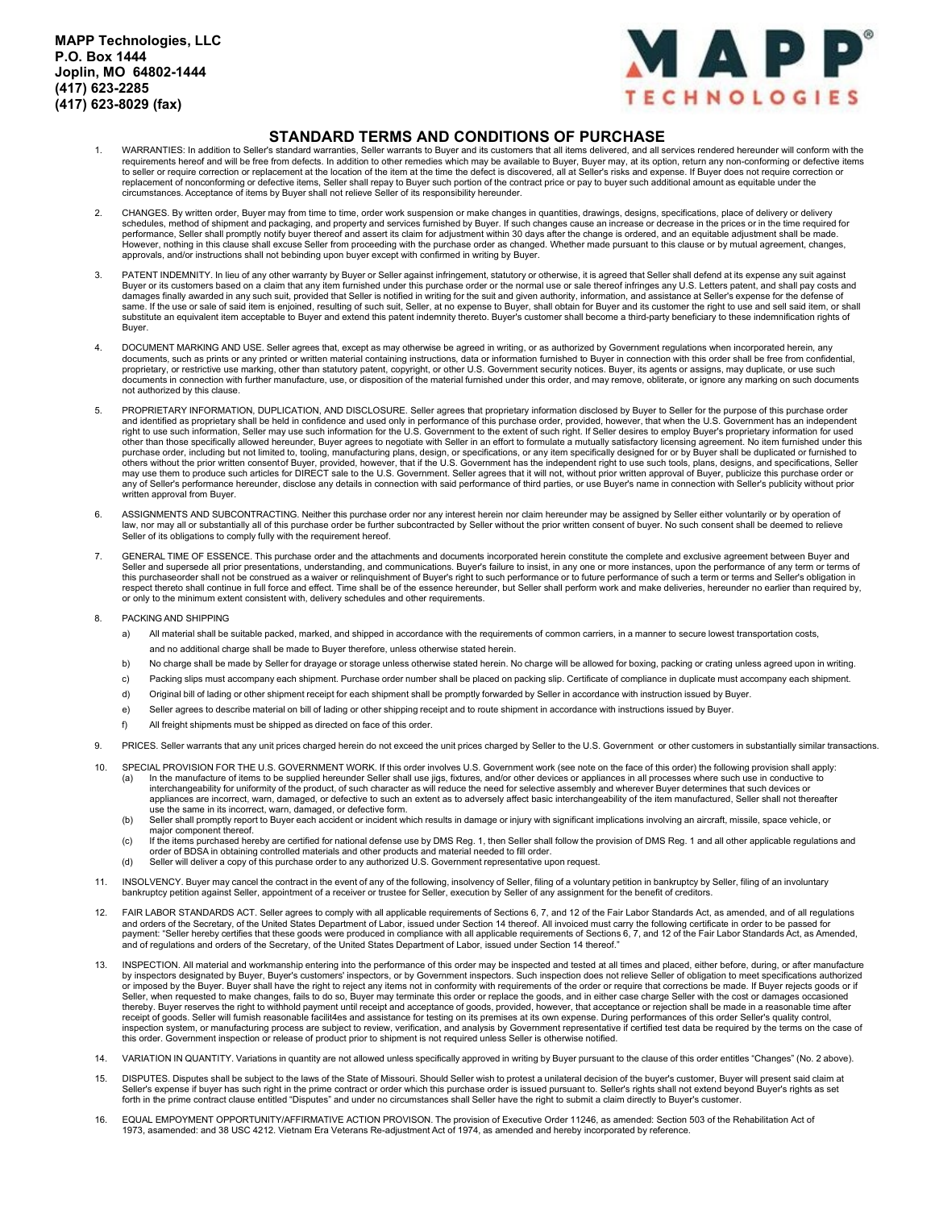**MAPP Technologies, LLC**
**P.O. Box 1444**
**Joplin, MO 64802-1444**
**(417) 623-2285**
**(417) 623-8029 (fax)**

# STANDARD TERMS AND CONDITIONS OF PURCHASE

1. WARRANTIES: In addition to Seller's standard warranties, Seller warrants to Buyer and its customers that all items delivered, and all services rendered hereunder will conform with the requirements hereof and will be free from defects. In addition to other remedies which may be available to Buyer, Buyer may, at its option, return any non-conforming or defective items to seller or require correction or replacement at the location of the item at the time the defect is discovered, all at Seller's risks and expense. If Buyer does not require correction or replacement of nonconforming or defective items, Seller shall repay to Buyer such portion of the contract price or pay to buyer such additional amount as equitable under the circumstances. Acceptance of items by Buyer shall not relieve Seller of its responsibility hereunder.

2. CHANGES. By written order, Buyer may from time to time, order work suspension or make changes in quantities, drawings, designs, specifications, place of delivery or delivery schedules, method of shipment and packaging, and property and services furnished by Buyer. If such changes cause an increase or decrease in the prices or in the time required for performance, Seller shall promptly notify buyer thereof and assert its claim for adjustment within 30 days after the change is ordered, and an equitable adjustment shall be made. However, nothing in this clause shall excuse Seller from proceeding with the purchase order as changed. Whether made pursuant to this clause or by mutual agreement, changes, approvals, and/or instructions shall not bebinding upon buyer except with confirmed in writing by Buyer.

3. PATENT INDEMNITY. In lieu of any other warranty by Buyer or Seller against infringement, statutory or otherwise, it is agreed that Seller shall defend at its expense any suit against Buyer or its customers based on a claim that any item furnished under this purchase order or the normal use or sale thereof infringes any U.S. Letters patent, and shall pay costs and damages finally awarded in any such suit, provided that Seller is notified in writing for the suit and given authority, information, and assistance at Seller's expense for the defense of same. If the use or sale of said item is enjoined, resulting of such suit, Seller, at no expense to Buyer, shall obtain for Buyer and its customer the right to use and sell said item, or shall substitute an equivalent item acceptable to Buyer and extend this patent indemnity thereto. Buyer's customer shall become a third-party beneficiary to these indemnification rights of Buyer.

4. DOCUMENT MARKING AND USE. Seller agrees that, except as may otherwise be agreed in writing, or as authorized by Government regulations when incorporated herein, any documents, such as prints or any printed or written material containing instructions, data or information furnished to Buyer in connection with this order shall be free from confidential, proprietary, or restrictive use marking, other than statutory patent, copyright, or other U.S. Government security notices. Buyer, its agents or assigns, may duplicate, or use such documents in connection with further manufacture, use, or disposition of the material furnished under this order, and may remove, obliterate, or ignore any marking on such documents not authorized by this clause.

5. PROPRIETARY INFORMATION, DUPLICATION, AND DISCLOSURE. Seller agrees that proprietary information disclosed by Buyer to Seller for the purpose of this purchase order and identified as proprietary shall be held in confidence and used only in performance of this purchase order, provided, however, that when the U.S. Government has an independent right to use such information, Seller may use such information for the U.S. Government to the extent of such right. If Seller desires to employ Buyer's proprietary information for used other than those specifically allowed hereunder, Buyer agrees to negotiate with Seller in an effort to formulate a mutually satisfactory licensing agreement. No item furnished under this purchase order, including but not limited to, tooling, manufacturing plans, design, or specifications, or any item specifically designed for or by Buyer shall be duplicated or furnished to others without the prior written consentof Buyer, provided, however, that if the U.S. Government has the independent right to use such tools, plans, designs, and specifications, Seller may use them to produce such articles for DIRECT sale to the U.S. Government. Seller agrees that it will not, without prior written approval of Buyer, publicize this purchase order or any of Seller's performance hereunder, disclose any details in connection with said performance of third parties, or use Buyer's name in connection with Seller's publicity without prior written approval from Buyer.

6. ASSIGNMENTS AND SUBCONTRACTING. Neither this purchase order nor any interest herein nor claim hereunder may be assigned by Seller either voluntarily or by operation of law, nor may all or substantially all of this purchase order be further subcontracted by Seller without the prior written consent of buyer. No such consent shall be deemed to relieve Seller of its obligations to comply fully with the requirement hereof.

7. GENERAL TIME OF ESSENCE. This purchase order and the attachments and documents incorporated herein constitute the complete and exclusive agreement between Buyer and Seller and supersede all prior presentations, understanding, and communications. Buyer's failure to insist, in any one or more instances, upon the performance of any term or terms of this purchaseorder shall not be construed as a waiver or relinquishment of Buyer's right to such performance or to future performance of such a term or terms and Seller's obligation in respect thereto shall continue in full force and effect. Time shall be of the essence hereunder, but Seller shall perform work and make deliveries, hereunder no earlier than required by, or only to the minimum extent consistent with, delivery schedules and other requirements.

8. PACKING AND SHIPPING
   a) All material shall be suitable packed, marked, and shipped in accordance with the requirements of common carriers, in a manner to secure lowest transportation costs, and no additional charge shall be made to Buyer therefore, unless otherwise stated herein.
   b) No charge shall be made by Seller for drayage or storage unless otherwise stated herein. No charge will be allowed for boxing, packing or crating unless agreed upon in writing.
   c) Packing slips must accompany each shipment. Purchase order number shall be placed on packing slip. Certificate of compliance in duplicate must accompany each shipment.
   d) Original bill of lading or other shipment receipt for each shipment shall be promptly forwarded by Seller in accordance with instruction issued by Buyer.
   e) Seller agrees to describe material on bill of lading or other shipping receipt and to route shipment in accordance with instructions issued by Buyer.
   f) All freight shipments must be shipped as directed on face of this order.

9. PRICES. Seller warrants that any unit prices charged herein do not exceed the unit prices charged by Seller to the U.S. Government or other customers in substantially similar transactions.

10. SPECIAL PROVISION FOR THE U.S. GOVERNMENT WORK. If this order involves U.S. Government work (see note on the face of this order) the following provision shall apply:
    (a) In the manufacture of items to be supplied hereunder Seller shall use jigs, fixtures, and/or other devices or appliances in all processes where such use in conductive to interchangeability for uniformity of the product, of such character as will reduce the need for selective assembly and wherever Buyer determines that such devices or appliances are incorrect, warn, damaged, or defective to such an extent as to adversely affect basic interchangeability of the item manufactured, Seller shall not thereafter use the same in its incorrect, warn, damaged, or defective form.
    (b) Seller shall promptly report to Buyer each accident or incident which results in damage or injury with significant implications involving an aircraft, missile, space vehicle, or major component thereof.
    (c) If the items purchased hereby are certified for national defense use by DMS Reg. 1, then Seller shall follow the provision of DMS Reg. 1 and all other applicable regulations and order of BDSA in obtaining controlled materials and other products and material needed to fill order.
    (d) Seller will deliver a copy of this purchase order to any authorized U.S. Government representative upon request.

11. INSOLVENCY. Buyer may cancel the contract in the event of any of the following, insolvency of Seller, filing of a voluntary petition in bankruptcy by Seller, filing of an involuntary bankruptcy petition against Seller, appointment of a receiver or trustee for Seller, execution by Seller of any assignment for the benefit of creditors.

12. FAIR LABOR STANDARDS ACT. Seller agrees to comply with all applicable requirements of Sections 6, 7, and 12 of the Fair Labor Standards Act, as amended, and of all regulations and orders of the Secretary, of the United States Department of Labor, issued under Section 14 thereof. All invoiced must carry the following certificate in order to be passed for payment: "Seller hereby certifies that these goods were produced in compliance with all applicable requirements of Sections 6, 7, and 12 of the Fair Labor Standards Act, as Amended, and of regulations and orders of the Secretary, of the United States Department of Labor, issued under Section 14 thereof."

13. INSPECTION. All material and workmanship entering into the performance of this order may be inspected and tested at all times and placed, either before, during, or after manufacture by inspectors designated by Buyer, Buyer's customers' inspectors, or by Government inspectors. Such inspection does not relieve Seller of obligation to meet specifications authorized or imposed by the Buyer. Buyer shall have the right to reject any items not in conformity with requirements of the order or require that corrections be made. If Buyer rejects goods or if Seller, when requested to make changes, fails to do so, Buyer may terminate this order or replace the goods, and in either case charge Seller with the cost or damages occasioned thereby. Buyer reserves the right to withhold payment until receipt and acceptance of goods, provided, however, that acceptance or rejection shall be made in a reasonable time after receipt of goods. Seller will furnish reasonable facilit4es and assistance for testing on its premises at its own expense. During performances of this order Seller's quality control, inspection system, or manufacturing process are subject to review, verification, and analysis by Government representative if certified test data be required by the terms on the case of this order. Government inspection or release of product prior to shipment is not required unless Seller is otherwise notified.

14. VARIATION IN QUANTITY. Variations in quantity are not allowed unless specifically approved in writing by Buyer pursuant to the clause of this order entitles "Changes" (No. 2 above).

15. DISPUTES. Disputes shall be subject to the laws of the State of Missouri. Should Seller wish to protest a unilateral decision of the buyer's customer, Buyer will present said claim at Seller's expense if buyer has such right in the prime contract or order which this purchase order is issued pursuant to. Seller's rights shall not extend beyond Buyer's rights as set forth in the prime contract clause entitled "Disputes" and under no circumstances shall Seller have the right to submit a claim directly to Buyer's customer.

16. EQUAL EMPOYMENT OPPORTUNITY/AFFIRMATIVE ACTION PROVISON. The provision of Executive Order 11246, as amended: Section 503 of the Rehabilitation Act of 1973, asamended: and 38 USC 4212. Vietnam Era Veterans Re-adjustment Act of 1974, as amended and hereby incorporated by reference.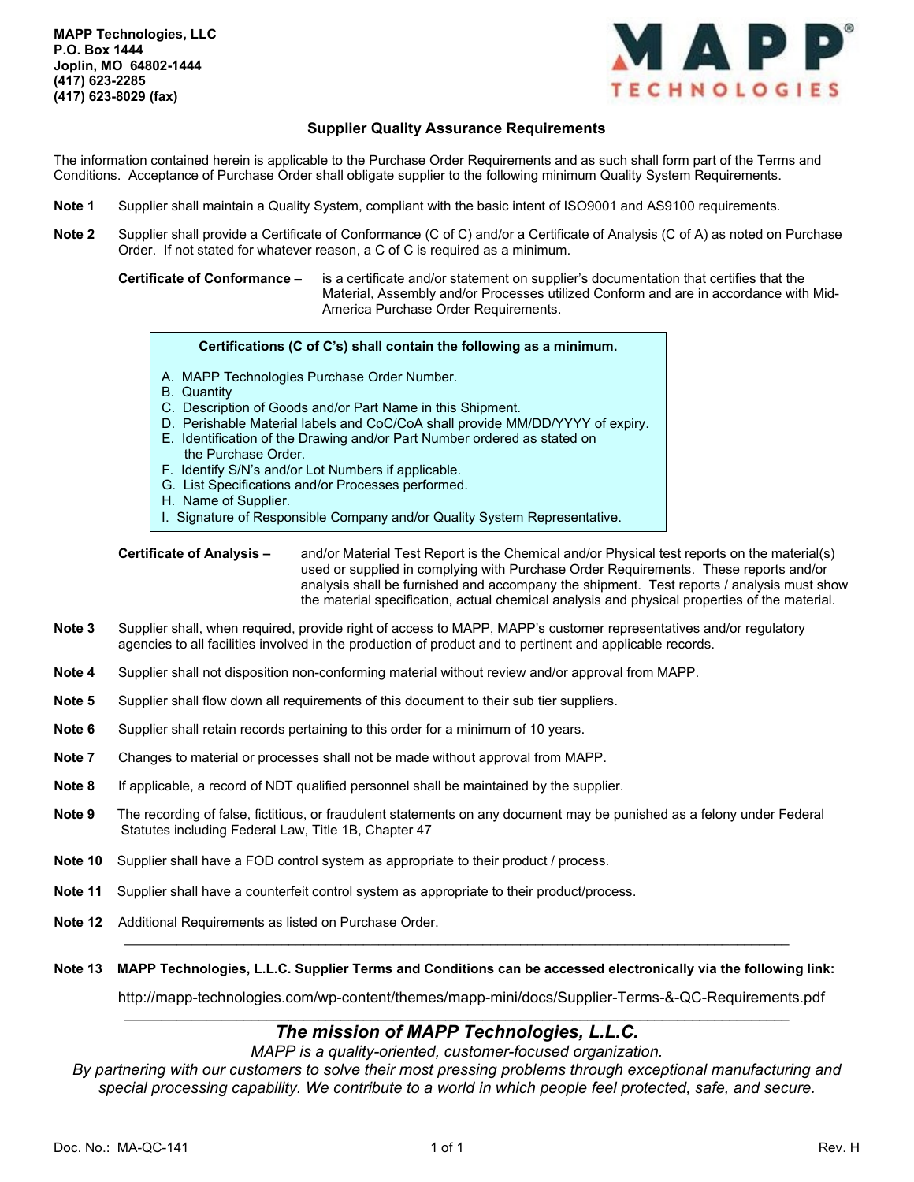MAPP Technologies, LLC
P.O. Box 1444
Joplin, MO 64802-1444
(417) 623-2285
(417) 623-8029 (fax)

MAPP® TECHNOLOGIES

## Supplier Quality Assurance Requirements

The information contained herein is applicable to the Purchase Order Requirements and as such shall form part of the Terms and Conditions. Acceptance of Purchase Order shall obligate supplier to the following minimum Quality System Requirements.

**Note 1** Supplier shall maintain a Quality System, compliant with the basic intent of ISO9001 and AS9100 requirements.

**Note 2** Supplier shall provide a Certificate of Conformance (C of C) and/or a Certificate of Analysis (C of A) as noted on Purchase Order. If not stated for whatever reason, a C of C is required as a minimum.

**Certificate of Conformance** – is a certificate and/or statement on supplier's documentation that certifies that the Material, Assembly and/or Processes utilized Conform and are in accordance with Mid-America Purchase Order Requirements.

**Certifications (C of C's) shall contain the following as a minimum.**

A. MAPP Technologies Purchase Order Number.
B. Quantity
C. Description of Goods and/or Part Name in this Shipment.
D. Perishable Material labels and CoC/CoA shall provide MM/DD/YYYY of expiry.
E. Identification of the Drawing and/or Part Number ordered as stated on the Purchase Order.
F. Identify S/N's and/or Lot Numbers if applicable.
G. List Specifications and/or Processes performed.
H. Name of Supplier.
I. Signature of Responsible Company and/or Quality System Representative.

**Certificate of Analysis –** and/or Material Test Report is the Chemical and/or Physical test reports on the material(s) used or supplied in complying with Purchase Order Requirements. These reports and/or analysis shall be furnished and accompany the shipment. Test reports / analysis must show the material specification, actual chemical analysis and physical properties of the material.

**Note 3** Supplier shall, when required, provide right of access to MAPP, MAPP's customer representatives and/or regulatory agencies to all facilities involved in the production of product and to pertinent and applicable records.

**Note 4** Supplier shall not disposition non-conforming material without review and/or approval from MAPP.

**Note 5** Supplier shall flow down all requirements of this document to their sub tier suppliers.

**Note 6** Supplier shall retain records pertaining to this order for a minimum of 10 years.

**Note 7** Changes to material or processes shall not be made without approval from MAPP.

**Note 8** If applicable, a record of NDT qualified personnel shall be maintained by the supplier.

**Note 9** The recording of false, fictitious, or fraudulent statements on any document may be punished as a felony under Federal Statutes including Federal Law, Title 1B, Chapter 47

**Note 10** Supplier shall have a FOD control system as appropriate to their product / process.

**Note 11** Supplier shall have a counterfeit control system as appropriate to their product/process.

**Note 12** Additional Requirements as listed on Purchase Order.

---

**Note 13 MAPP Technologies, L.L.C. Supplier Terms and Conditions can be accessed electronically via the following link:**

http://mapp-technologies.com/wp-content/themes/mapp-mini/docs/Supplier-Terms-&-QC-Requirements.pdf

---

***The mission of MAPP Technologies, L.L.C.***

*MAPP is a quality-oriented, customer-focused organization.*

*By partnering with our customers to solve their most pressing problems through exceptional manufacturing and special processing capability. We contribute to a world in which people feel protected, safe, and secure.*

Doc. No.: MA-QC-141 Rev. H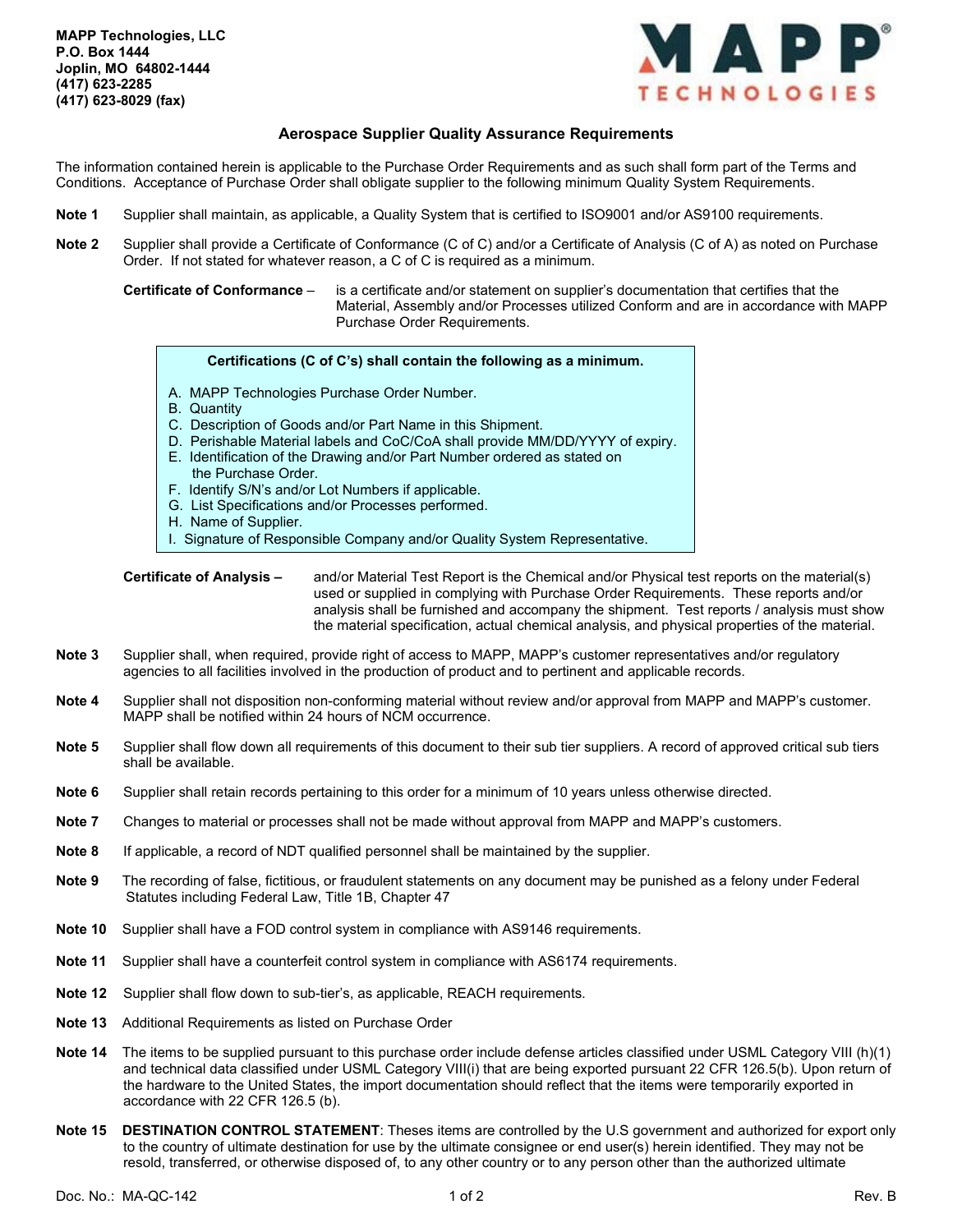MAPP Technologies, LLC
P.O. Box 1444
Joplin, MO 64802-1444
(417) 623-2285
(417) 623-8029 (fax)

MAPP TECHNOLOGIES

## Aerospace Supplier Quality Assurance Requirements

The information contained herein is applicable to the Purchase Order Requirements and as such shall form part of the Terms and Conditions. Acceptance of Purchase Order shall obligate supplier to the following minimum Quality System Requirements.

**Note 1** Supplier shall maintain, as applicable, a Quality System that is certified to ISO9001 and/or AS9100 requirements.

**Note 2** Supplier shall provide a Certificate of Conformance (C of C) and/or a Certificate of Analysis (C of A) as noted on Purchase Order. If not stated for whatever reason, a C of C is required as a minimum.

**Certificate of Conformance** – is a certificate and/or statement on supplier's documentation that certifies that the Material, Assembly and/or Processes utilized Conform and are in accordance with MAPP Purchase Order Requirements.

**Certifications (C of C's) shall contain the following as a minimum.**

A. MAPP Technologies Purchase Order Number.
B. Quantity
C. Description of Goods and/or Part Name in this Shipment.
D. Perishable Material labels and CoC/CoA shall provide MM/DD/YYYY of expiry.
E. Identification of the Drawing and/or Part Number ordered as stated on the Purchase Order.
F. Identify S/N's and/or Lot Numbers if applicable.
G. List Specifications and/or Processes performed.
H. Name of Supplier.
I. Signature of Responsible Company and/or Quality System Representative.

**Certificate of Analysis –** and/or Material Test Report is the Chemical and/or Physical test reports on the material(s) used or supplied in complying with Purchase Order Requirements. These reports and/or analysis shall be furnished and accompany the shipment. Test reports / analysis must show the material specification, actual chemical analysis, and physical properties of the material.

**Note 3** Supplier shall, when required, provide right of access to MAPP, MAPP's customer representatives and/or regulatory agencies to all facilities involved in the production of product and to pertinent and applicable records.

**Note 4** Supplier shall not disposition non-conforming material without review and/or approval from MAPP and MAPP's customer. MAPP shall be notified within 24 hours of NCM occurrence.

**Note 5** Supplier shall flow down all requirements of this document to their sub tier suppliers. A record of approved critical sub tiers shall be available.

**Note 6** Supplier shall retain records pertaining to this order for a minimum of 10 years unless otherwise directed.

**Note 7** Changes to material or processes shall not be made without approval from MAPP and MAPP's customers.

**Note 8** If applicable, a record of NDT qualified personnel shall be maintained by the supplier.

**Note 9** The recording of false, fictitious, or fraudulent statements on any document may be punished as a felony under Federal Statutes including Federal Law, Title 1B, Chapter 47

**Note 10** Supplier shall have a FOD control system in compliance with AS9146 requirements.

**Note 11** Supplier shall have a counterfeit control system in compliance with AS6174 requirements.

**Note 12** Supplier shall flow down to sub-tier's, as applicable, REACH requirements.

**Note 13** Additional Requirements as listed on Purchase Order

**Note 14** The items to be supplied pursuant to this purchase order include defense articles classified under USML Category VIII (h)(1) and technical data classified under USML Category VIII(i) that are being exported pursuant 22 CFR 126.5(b). Upon return of the hardware to the United States, the import documentation should reflect that the items were temporarily exported in accordance with 22 CFR 126.5 (b).

**Note 15** **DESTINATION CONTROL STATEMENT**: Theses items are controlled by the U.S government and authorized for export only to the country of ultimate destination for use by the ultimate consignee or end user(s) herein identified. They may not be resold, transferred, or otherwise disposed of, to any other country or to any person other than the authorized ultimate

Doc. No.: MA-QC-142 Rev. B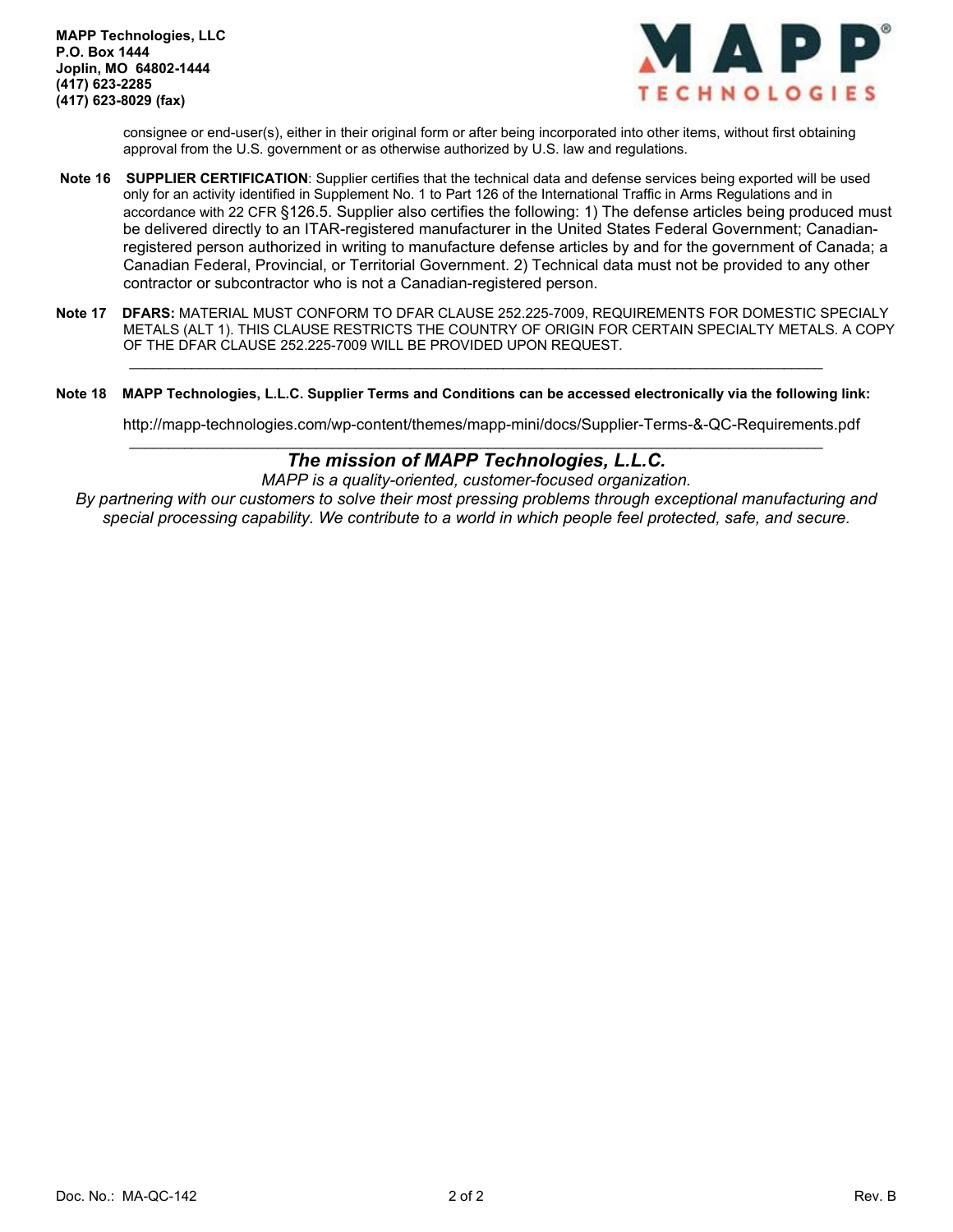consignee or end-user(s), either in their original form or after being incorporated into other items, without first obtaining approval from the U.S. government or as otherwise authorized by U.S. law and regulations.

**Note 16** **SUPPLIER CERTIFICATION**: Supplier certifies that the technical data and defense services being exported will be used only for an activity identified in Supplement No. 1 to Part 126 of the International Traffic in Arms Regulations and in accordance with 22 CFR §126.5. Supplier also certifies the following: 1) The defense articles being produced must be delivered directly to an ITAR-registered manufacturer in the United States Federal Government; Canadian-registered person authorized in writing to manufacture defense articles by and for the government of Canada; a Canadian Federal, Provincial, or Territorial Government. 2) Technical data must not be provided to any other contractor or subcontractor who is not a Canadian-registered person.

**Note 17** **DFARS:** MATERIAL MUST CONFORM TO DFAR CLAUSE 252.225-7009, REQUIREMENTS FOR DOMESTIC SPECIALY METALS (ALT 1). THIS CLAUSE RESTRICTS THE COUNTRY OF ORIGIN FOR CERTAIN SPECIALTY METALS. A COPY OF THE DFAR CLAUSE 252.225-7009 WILL BE PROVIDED UPON REQUEST.

---

**Note 18** **MAPP Technologies, L.L.C. Supplier Terms and Conditions can be accessed electronically via the following link:**

http://mapp-technologies.com/wp-content/themes/mapp-mini/docs/Supplier-Terms-&-QC-Requirements.pdf

---

***The mission of MAPP Technologies, L.L.C.***

*MAPP is a quality-oriented, customer-focused organization.*

*By partnering with our customers to solve their most pressing problems through exceptional manufacturing and special processing capability. We contribute to a world in which people feel protected, safe, and secure.*